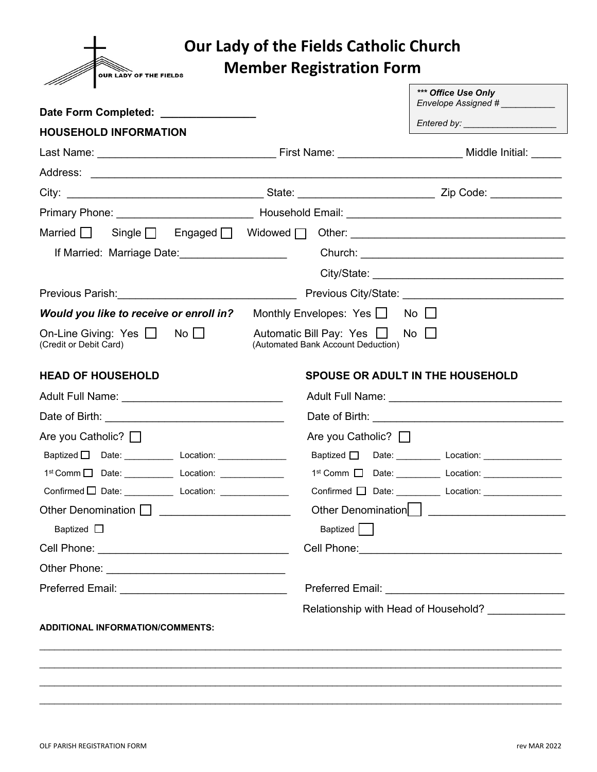# Our Lady of the Fields Catholic Church
## Member Registration Form

*** Office Use Only***
*Envelope Assigned # ___________*
*Entered by: ___________________*

**Date Form Completed: _______________**

**HOUSEHOLD INFORMATION**

Last Name: _____________________________ First Name: ____________________ Middle Initial: _____

Address: ____________________________________________________________________________

City: ________________________________ State: ______________________ Zip Code: ___________

Primary Phone: ______________________ Household Email: ____________________________________

Married ☐ Single ☐ Engaged ☐ Widowed ☐ Other: ___________________________________

If Married: Marriage Date:_________________ Church: _________________________________

City/State: _______________________________

Previous Parish:_____________________________ Previous City/State: __________________________

***Would you like to receive or enroll in?*** Monthly Envelopes: Yes ☐ No ☐

On-Line Giving: Yes ☐ No ☐ (Credit or Debit Card) Automatic Bill Pay: Yes ☐ No ☐ (Automated Bank Account Deduction)

**HEAD OF HOUSEHOLD**

Adult Full Name: __________________________

Date of Birth: ______________________________

Are you Catholic? ☐

Baptized ☐ Date: __________ Location: ______________

1st Comm ☐ Date: __________ Location: ______________

Confirmed ☐ Date: __________ Location: ______________

Other Denomination ☐ _____________________

Baptized ☐

Cell Phone: ______________________________

Other Phone: _____________________________

Preferred Email: ___________________________

**SPOUSE OR ADULT IN THE HOUSEHOLD**

Adult Full Name: ____________________________

Date of Birth: _______________________________

Are you Catholic? ☐

Baptized ☐ Date: _________ Location: ________________

1st Comm ☐ Date: _________ Location: ________________

Confirmed ☐ Date: _________ Location: ________________

Other Denomination ☐ ______________________

Baptized ☐

Cell Phone:_________________________________

Preferred Email: _____________________________

Relationship with Head of Household? ____________

**ADDITIONAL INFORMATION/COMMENTS:**

______________________________________________________________________________________

______________________________________________________________________________________

______________________________________________________________________________________

______________________________________________________________________________________

OLF PARISH REGISTRATION FORM rev MAR 2022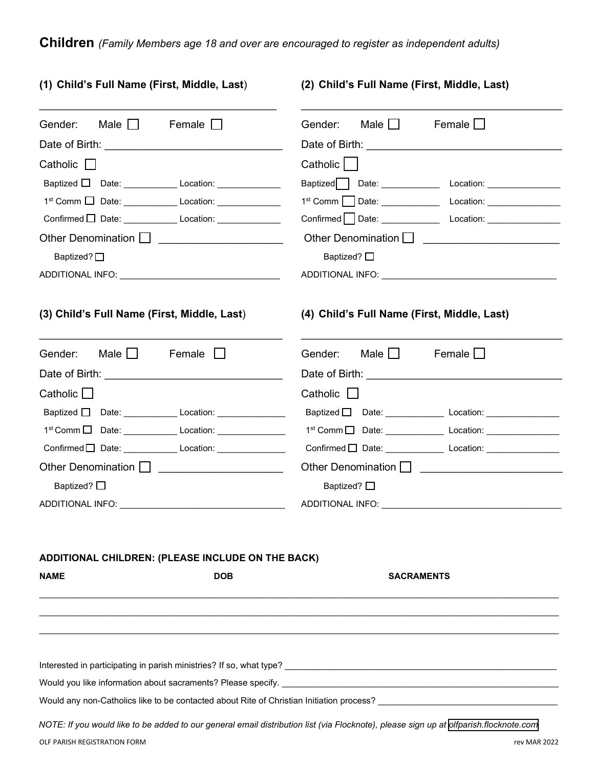## Children *(Family Members age 18 and over are encouraged to register as independent adults)*

**(1) Child's Full Name (First, Middle, Last)**

________________________________________

Gender: Male ☐ Female ☐

Date of Birth: ____________________________

Catholic ☐

Baptized ☐ Date: __________ Location: ____________

1st Comm ☐ Date: __________ Location: ____________

Confirmed ☐ Date: __________ Location: ____________

Other Denomination ☐ ____________________

Baptized? ☐

ADDITIONAL INFO: ______________________________

**(2) Child's Full Name (First, Middle, Last)**

________________________________________

Gender: Male ☐ Female ☐

Date of Birth: ____________________________

Catholic ☐

Baptized ☐ Date: __________ Location: ____________

1st Comm ☐ Date: __________ Location: ____________

Confirmed ☐ Date: __________ Location: ____________

Other Denomination ☐ ____________________

Baptized? ☐

ADDITIONAL INFO: ______________________________

**(3) Child's Full Name (First, Middle, Last)**

________________________________________

Gender: Male ☐ Female ☐

Date of Birth: ____________________________

Catholic ☐

Baptized ☐ Date: __________ Location: ____________

1st Comm ☐ Date: __________ Location: ____________

Confirmed ☐ Date: __________ Location: ____________

Other Denomination ☐ ____________________

Baptized? ☐

ADDITIONAL INFO: ______________________________

**(4) Child's Full Name (First, Middle, Last)**

________________________________________

Gender: Male ☐ Female ☐

Date of Birth: ____________________________

Catholic ☐

Baptized ☐ Date: __________ Location: ____________

1st Comm ☐ Date: __________ Location: ____________

Confirmed ☐ Date: __________ Location: ____________

Other Denomination ☐ ____________________

Baptized? ☐

ADDITIONAL INFO: ______________________________

**ADDITIONAL CHILDREN: (PLEASE INCLUDE ON THE BACK)**

| NAME | DOB | SACRAMENTS |
|---|---|---|
| | | |
| | | |
| | | |

Interested in participating in parish ministries? If so, what type? ______________________________

Would you like information about sacraments? Please specify. ______________________________

Would any non-Catholics like to be contacted about Rite of Christian Initiation process? ______________________________

*NOTE: If you would like to be added to our general email distribution list (via Flocknote), please sign up at olfparish.flocknote.com*